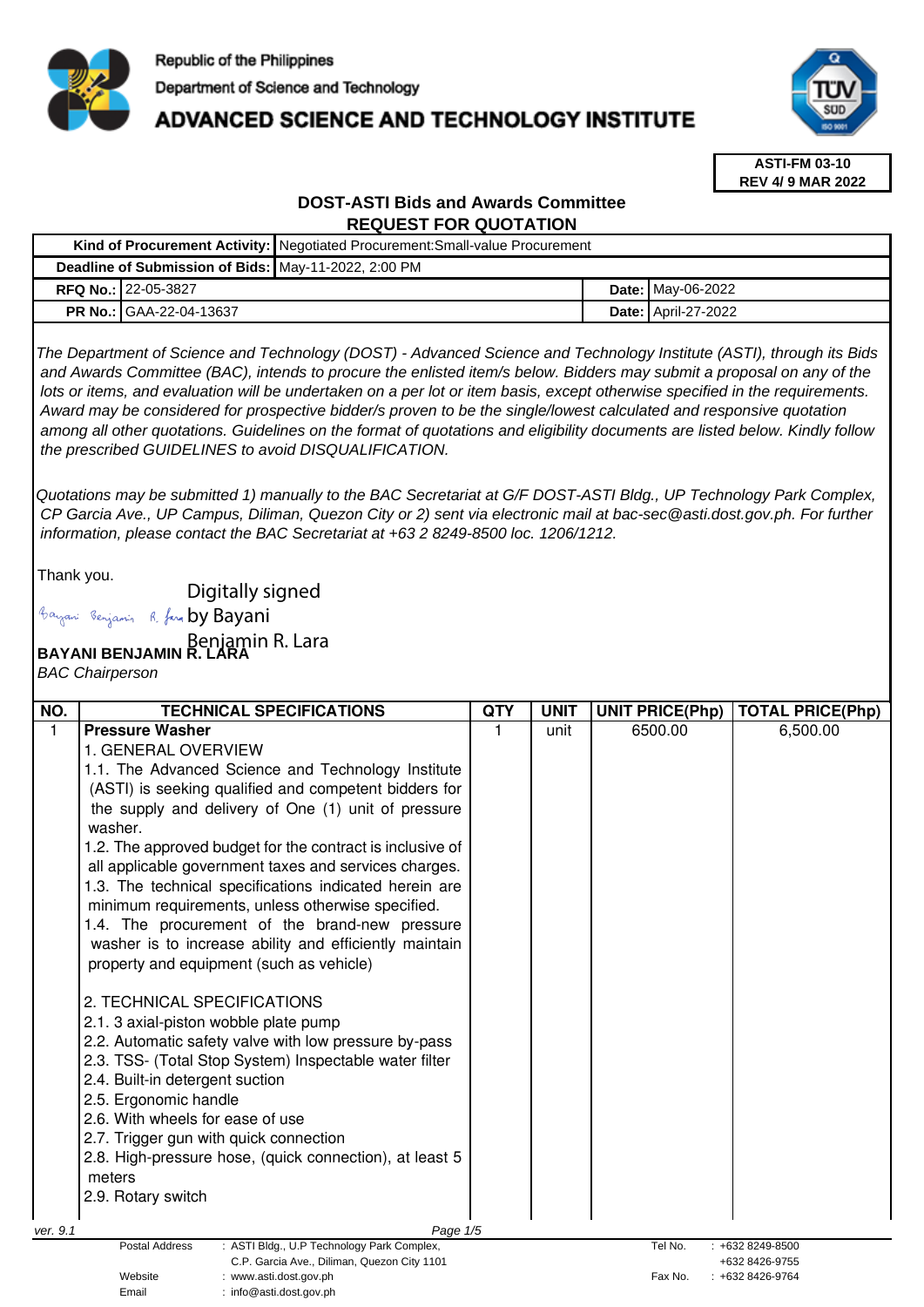Republic of the Philippines
Department of Science and Technology
**ADVANCED SCIENCE AND TECHNOLOGY INSTITUTE**

**ASTI-FM 03-10**
**REV 4/ 9 MAR 2022**

## DOST-ASTI Bids and Awards Committee
## REQUEST FOR QUOTATION

| | | | |
|---|---|---|---|
| **Kind of Procurement Activity:** | Negotiated Procurement:Small-value Procurement | | |
| **Deadline of Submission of Bids:** | May-11-2022, 2:00 PM | | |
| **RFQ No.:** | 22-05-3827 | **Date:** | May-06-2022 |
| **PR No.:** | GAA-22-04-13637 | **Date:** | April-27-2022 |

*The Department of Science and Technology (DOST) - Advanced Science and Technology Institute (ASTI), through its Bids and Awards Committee (BAC), intends to procure the enlisted item/s below. Bidders may submit a proposal on any of the lots or items, and evaluation will be undertaken on a per lot or item basis, except otherwise specified in the requirements. Award may be considered for prospective bidder/s proven to be the single/lowest calculated and responsive quotation among all other quotations. Guidelines on the format of quotations and eligibility documents are listed below. Kindly follow the prescribed GUIDELINES to avoid DISQUALIFICATION.*

*Quotations may be submitted 1) manually to the BAC Secretariat at G/F DOST-ASTI Bldg., UP Technology Park Complex, CP Garcia Ave., UP Campus, Diliman, Quezon City or 2) sent via electronic mail at bac-sec@asti.dost.gov.ph. For further information, please contact the BAC Secretariat at +63 2 8249-8500 loc. 1206/1212.*

Thank you.

Digitally signed by Bayani Benjamin R. Lara

**BAYANI BENJAMIN R. LARA**
*BAC Chairperson*

| NO. | TECHNICAL SPECIFICATIONS | QTY | UNIT | UNIT PRICE(Php) | TOTAL PRICE(Php) |
|---|---|---|---|---|---|
| 1 | **Pressure Washer**<br>1. GENERAL OVERVIEW<br>1.1. The Advanced Science and Technology Institute (ASTI) is seeking qualified and competent bidders for the supply and delivery of One (1) unit of pressure washer.<br>1.2. The approved budget for the contract is inclusive of all applicable government taxes and services charges.<br>1.3. The technical specifications indicated herein are minimum requirements, unless otherwise specified.<br>1.4. The procurement of the brand-new pressure washer is to increase ability and efficiently maintain property and equipment (such as vehicle)<br><br>2. TECHNICAL SPECIFICATIONS<br>2.1. 3 axial-piston wobble plate pump<br>2.2. Automatic safety valve with low pressure by-pass<br>2.3. TSS- (Total Stop System) Inspectable water filter<br>2.4. Built-in detergent suction<br>2.5. Ergonomic handle<br>2.6. With wheels for ease of use<br>2.7. Trigger gun with quick connection<br>2.8. High-pressure hose, (quick connection), at least 5 meters<br>2.9. Rotary switch | 1 | unit | 6500.00 | 6,500.00 |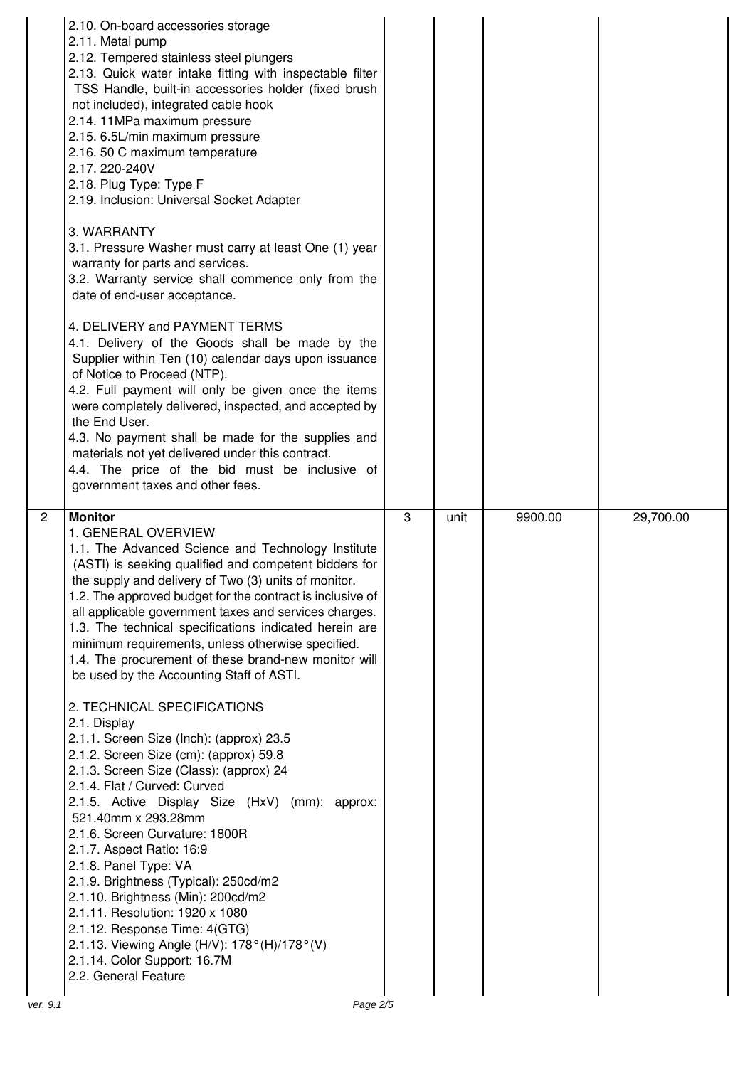| | | | | | |
|---|---|---|---|---|---|
| | 2.10. On-board accessories storage<br>2.11. Metal pump<br>2.12. Tempered stainless steel plungers<br>2.13. Quick water intake fitting with inspectable filter TSS Handle, built-in accessories holder (fixed brush not included), integrated cable hook<br>2.14. 11MPa maximum pressure<br>2.15. 6.5L/min maximum pressure<br>2.16. 50 C maximum temperature<br>2.17. 220-240V<br>2.18. Plug Type: Type F<br>2.19. Inclusion: Universal Socket Adapter<br><br>3. WARRANTY<br>3.1. Pressure Washer must carry at least One (1) year warranty for parts and services.<br>3.2. Warranty service shall commence only from the date of end-user acceptance.<br><br>4. DELIVERY and PAYMENT TERMS<br>4.1. Delivery of the Goods shall be made by the Supplier within Ten (10) calendar days upon issuance of Notice to Proceed (NTP).<br>4.2. Full payment will only be given once the items were completely delivered, inspected, and accepted by the End User.<br>4.3. No payment shall be made for the supplies and materials not yet delivered under this contract.<br>4.4. The price of the bid must be inclusive of government taxes and other fees. | | | | |
| 2 | **Monitor**<br>1. GENERAL OVERVIEW<br>1.1. The Advanced Science and Technology Institute (ASTI) is seeking qualified and competent bidders for the supply and delivery of Two (3) units of monitor.<br>1.2. The approved budget for the contract is inclusive of all applicable government taxes and services charges.<br>1.3. The technical specifications indicated herein are minimum requirements, unless otherwise specified.<br>1.4. The procurement of these brand-new monitor will be used by the Accounting Staff of ASTI.<br><br>2. TECHNICAL SPECIFICATIONS<br>2.1. Display<br>2.1.1. Screen Size (Inch): (approx) 23.5<br>2.1.2. Screen Size (cm): (approx) 59.8<br>2.1.3. Screen Size (Class): (approx) 24<br>2.1.4. Flat / Curved: Curved<br>2.1.5. Active Display Size (HxV) (mm): approx: 521.40mm x 293.28mm<br>2.1.6. Screen Curvature: 1800R<br>2.1.7. Aspect Ratio: 16:9<br>2.1.8. Panel Type: VA<br>2.1.9. Brightness (Typical): 250cd/m2<br>2.1.10. Brightness (Min): 200cd/m2<br>2.1.11. Resolution: 1920 x 1080<br>2.1.12. Response Time: 4(GTG)<br>2.1.13. Viewing Angle (H/V): 178°(H)/178°(V)<br>2.1.14. Color Support: 16.7M<br>2.2. General Feature | 3 | unit | 9900.00 | 29,700.00 |

ver. 9.1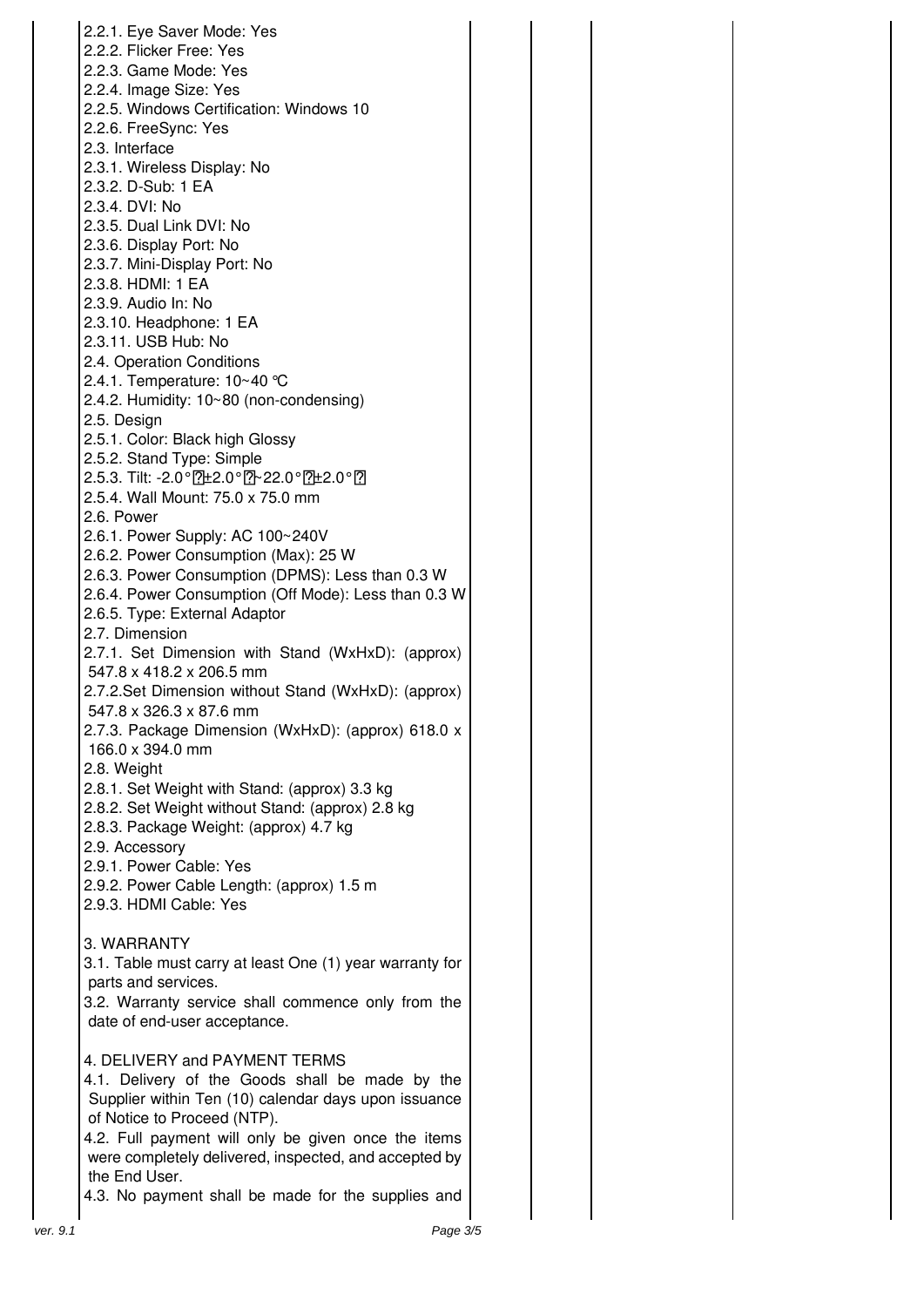2.2.1. Eye Saver Mode: Yes

2.2.2. Flicker Free: Yes

2.2.3. Game Mode: Yes

2.2.4. Image Size: Yes

2.2.5. Windows Certification: Windows 10

2.2.6. FreeSync: Yes

2.3. Interface

2.3.1. Wireless Display: No

2.3.2. D-Sub: 1 EA

2.3.4. DVI: No

2.3.5. Dual Link DVI: No

2.3.6. Display Port: No

2.3.7. Mini-Display Port: No

2.3.8. HDMI: 1 EA

2.3.9. Audio In: No

2.3.10. Headphone: 1 EA

2.3.11. USB Hub: No

2.4. Operation Conditions

2.4.1. Temperature: 10~40 ℃

2.4.2. Humidity: 10~80 (non-condensing)

2.5. Design

2.5.1. Color: Black high Glossy

2.5.2. Stand Type: Simple

2.5.3. Tilt: -2.0°(±2.0°)~22.0°(±2.0°)

2.5.4. Wall Mount: 75.0 x 75.0 mm

2.6. Power

2.6.1. Power Supply: AC 100~240V

2.6.2. Power Consumption (Max): 25 W

2.6.3. Power Consumption (DPMS): Less than 0.3 W

2.6.4. Power Consumption (Off Mode): Less than 0.3 W

2.6.5. Type: External Adaptor

2.7. Dimension

2.7.1. Set Dimension with Stand (WxHxD): (approx) 547.8 x 418.2 x 206.5 mm

2.7.2.Set Dimension without Stand (WxHxD): (approx) 547.8 x 326.3 x 87.6 mm

2.7.3. Package Dimension (WxHxD): (approx) 618.0 x 166.0 x 394.0 mm

2.8. Weight

2.8.1. Set Weight with Stand: (approx) 3.3 kg

2.8.2. Set Weight without Stand: (approx) 2.8 kg

2.8.3. Package Weight: (approx) 4.7 kg

2.9. Accessory

2.9.1. Power Cable: Yes

2.9.2. Power Cable Length: (approx) 1.5 m

2.9.3. HDMI Cable: Yes

3. WARRANTY

3.1. Table must carry at least One (1) year warranty for parts and services.

3.2. Warranty service shall commence only from the date of end-user acceptance.

4. DELIVERY and PAYMENT TERMS

4.1. Delivery of the Goods shall be made by the Supplier within Ten (10) calendar days upon issuance of Notice to Proceed (NTP).

4.2. Full payment will only be given once the items were completely delivered, inspected, and accepted by the End User.

4.3. No payment shall be made for the supplies and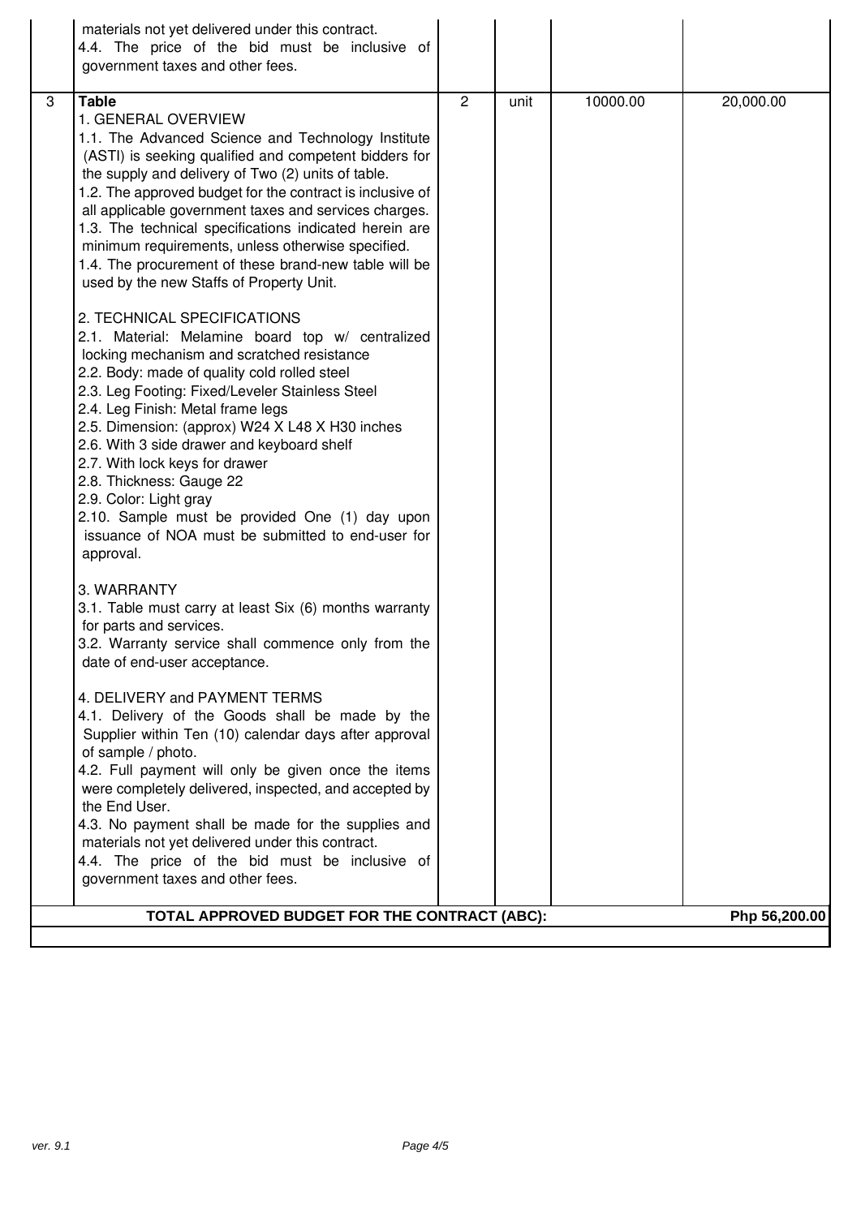| | | | | | |
|---|---|---|---|---|---|
| | materials not yet delivered under this contract.<br>4.4. The price of the bid must be inclusive of government taxes and other fees. | | | | |
| 3 | **Table**<br>1. GENERAL OVERVIEW<br>1.1. The Advanced Science and Technology Institute (ASTI) is seeking qualified and competent bidders for the supply and delivery of Two (2) units of table.<br>1.2. The approved budget for the contract is inclusive of all applicable government taxes and services charges.<br>1.3. The technical specifications indicated herein are minimum requirements, unless otherwise specified.<br>1.4. The procurement of these brand-new table will be used by the new Staffs of Property Unit.<br><br>2. TECHNICAL SPECIFICATIONS<br>2.1. Material: Melamine board top w/ centralized locking mechanism and scratched resistance<br>2.2. Body: made of quality cold rolled steel<br>2.3. Leg Footing: Fixed/Leveler Stainless Steel<br>2.4. Leg Finish: Metal frame legs<br>2.5. Dimension: (approx) W24 X L48 X H30 inches<br>2.6. With 3 side drawer and keyboard shelf<br>2.7. With lock keys for drawer<br>2.8. Thickness: Gauge 22<br>2.9. Color: Light gray<br>2.10. Sample must be provided One (1) day upon issuance of NOA must be submitted to end-user for approval.<br><br>3. WARRANTY<br>3.1. Table must carry at least Six (6) months warranty for parts and services.<br>3.2. Warranty service shall commence only from the date of end-user acceptance.<br><br>4. DELIVERY and PAYMENT TERMS<br>4.1. Delivery of the Goods shall be made by the Supplier within Ten (10) calendar days after approval of sample / photo.<br>4.2. Full payment will only be given once the items were completely delivered, inspected, and accepted by the End User.<br>4.3. No payment shall be made for the supplies and materials not yet delivered under this contract.<br>4.4. The price of the bid must be inclusive of government taxes and other fees. | 2 | unit | 10000.00 | 20,000.00 |
| | **TOTAL APPROVED BUDGET FOR THE CONTRACT (ABC):** | | | | **Php 56,200.00** |

ver. 9.1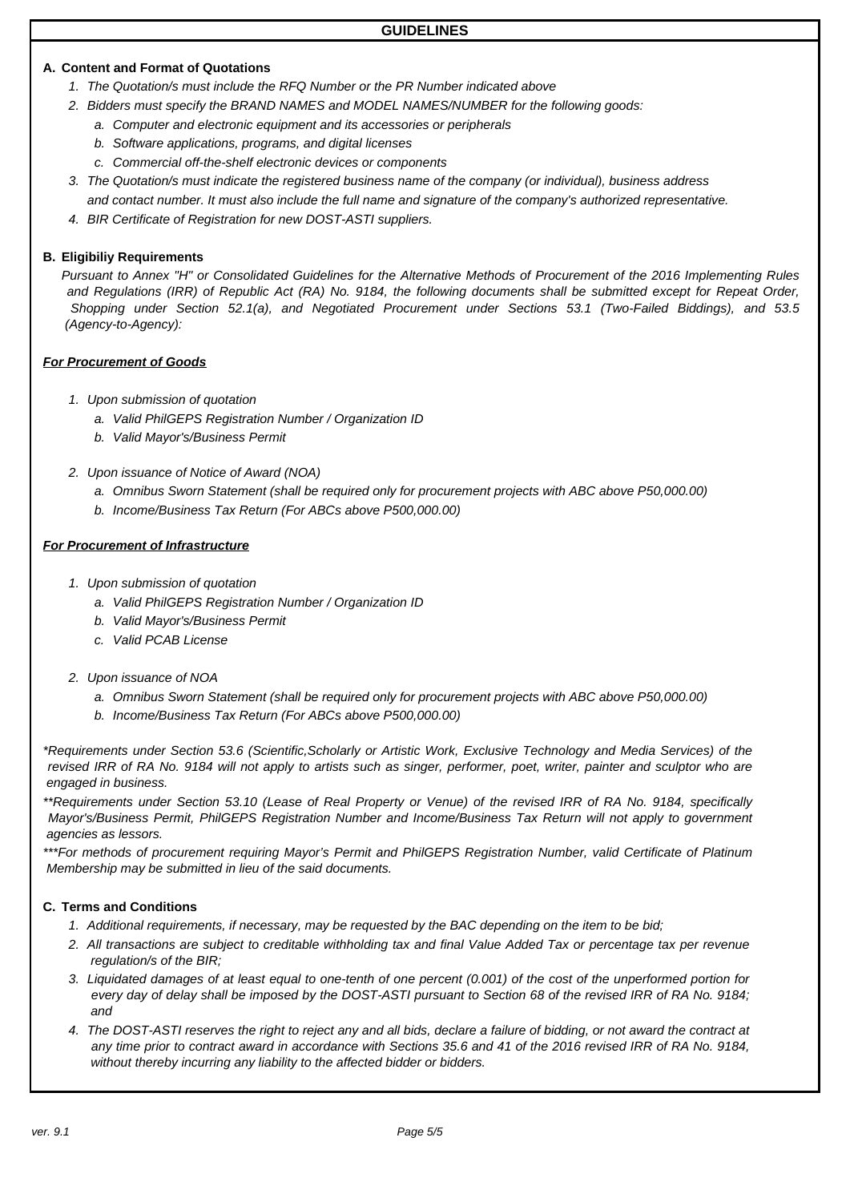## GUIDELINES

**A. Content and Format of Quotations**

1. *The Quotation/s must include the RFQ Number or the PR Number indicated above*
2. *Bidders must specify the BRAND NAMES and MODEL NAMES/NUMBER for the following goods:*
   a. *Computer and electronic equipment and its accessories or peripherals*
   b. *Software applications, programs, and digital licenses*
   c. *Commercial off-the-shelf electronic devices or components*
3. *The Quotation/s must indicate the registered business name of the company (or individual), business address and contact number. It must also include the full name and signature of the company's authorized representative.*
4. *BIR Certificate of Registration for new DOST-ASTI suppliers.*

**B. Eligibiliy Requirements**

*Pursuant to Annex "H" or Consolidated Guidelines for the Alternative Methods of Procurement of the 2016 Implementing Rules and Regulations (IRR) of Republic Act (RA) No. 9184, the following documents shall be submitted except for Repeat Order, Shopping under Section 52.1(a), and Negotiated Procurement under Sections 53.1 (Two-Failed Biddings), and 53.5 (Agency-to-Agency):*

***For Procurement of Goods***

1. *Upon submission of quotation*
   a. *Valid PhilGEPS Registration Number / Organization ID*
   b. *Valid Mayor's/Business Permit*
2. *Upon issuance of Notice of Award (NOA)*
   a. *Omnibus Sworn Statement (shall be required only for procurement projects with ABC above P50,000.00)*
   b. *Income/Business Tax Return (For ABCs above P500,000.00)*

***For Procurement of Infrastructure***

1. *Upon submission of quotation*
   a. *Valid PhilGEPS Registration Number / Organization ID*
   b. *Valid Mayor's/Business Permit*
   c. *Valid PCAB License*
2. *Upon issuance of NOA*
   a. *Omnibus Sworn Statement (shall be required only for procurement projects with ABC above P50,000.00)*
   b. *Income/Business Tax Return (For ABCs above P500,000.00)*

*\*Requirements under Section 53.6 (Scientific,Scholarly or Artistic Work, Exclusive Technology and Media Services) of the revised IRR of RA No. 9184 will not apply to artists such as singer, performer, poet, writer, painter and sculptor who are engaged in business.*

*\*\*Requirements under Section 53.10 (Lease of Real Property or Venue) of the revised IRR of RA No. 9184, specifically Mayor's/Business Permit, PhilGEPS Registration Number and Income/Business Tax Return will not apply to government agencies as lessors.*

*\*\*\*For methods of procurement requiring Mayor's Permit and PhilGEPS Registration Number, valid Certificate of Platinum Membership may be submitted in lieu of the said documents.*

**C. Terms and Conditions**

1. *Additional requirements, if necessary, may be requested by the BAC depending on the item to be bid;*
2. *All transactions are subject to creditable withholding tax and final Value Added Tax or percentage tax per revenue regulation/s of the BIR;*
3. *Liquidated damages of at least equal to one-tenth of one percent (0.001) of the cost of the unperformed portion for every day of delay shall be imposed by the DOST-ASTI pursuant to Section 68 of the revised IRR of RA No. 9184; and*
4. *The DOST-ASTI reserves the right to reject any and all bids, declare a failure of bidding, or not award the contract at any time prior to contract award in accordance with Sections 35.6 and 41 of the 2016 revised IRR of RA No. 9184, without thereby incurring any liability to the affected bidder or bidders.*

*ver. 9.1*